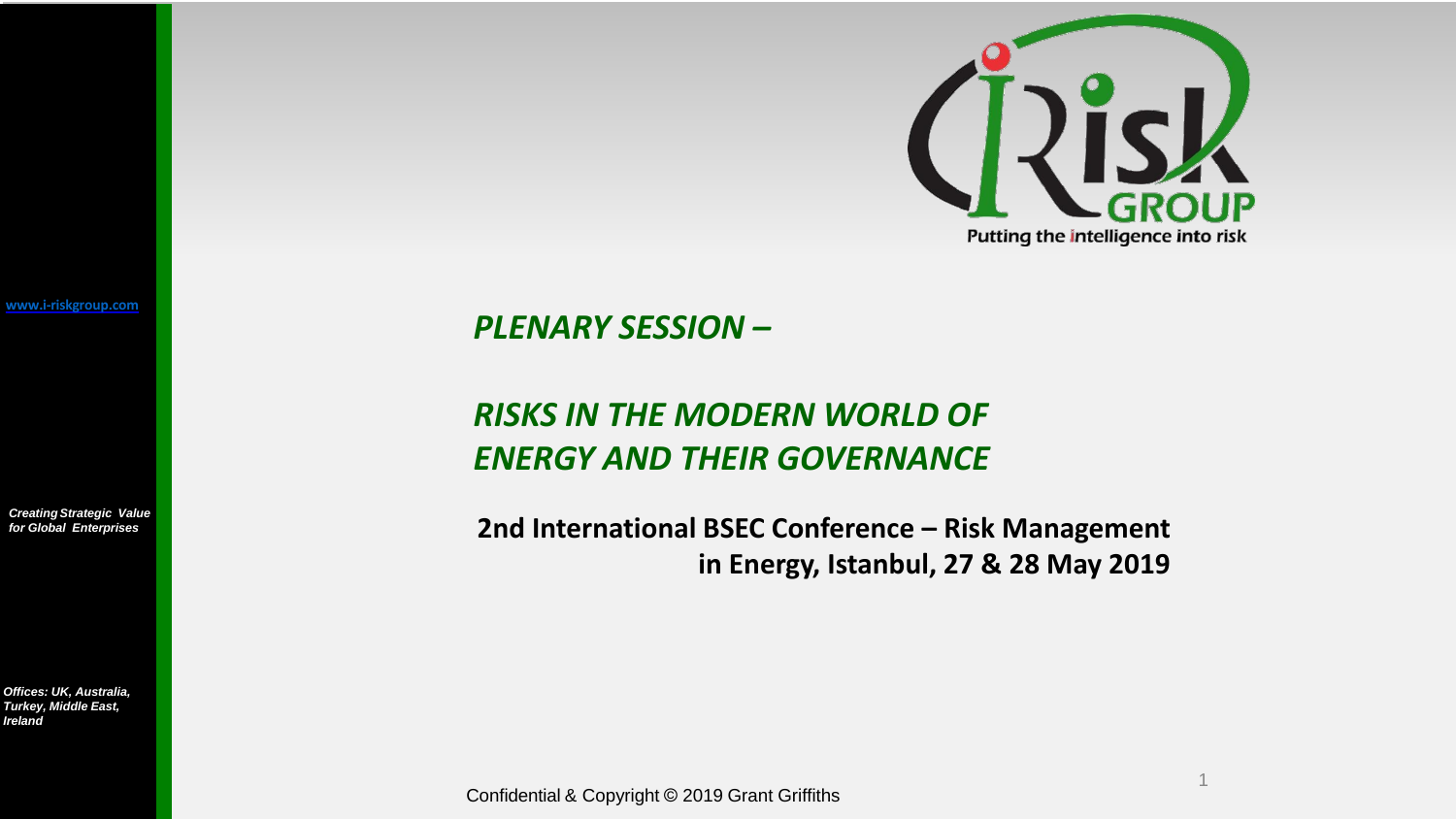www.i-riskgroup.com

*Creating Strategic Value for Global Enterprises*

*Offices: UK, Australia, Turkey, Middle East, Ireland*

iRisk GROUP

Putting the intelligence into risk

# *PLENARY SESSION –*

# *RISKS IN THE MODERN WORLD OF ENERGY AND THEIR GOVERNANCE*

**2nd International BSEC Conference – Risk Management in Energy, Istanbul, 27 & 28 May 2019**

Confidential & Copyright © 2019 Grant Griffiths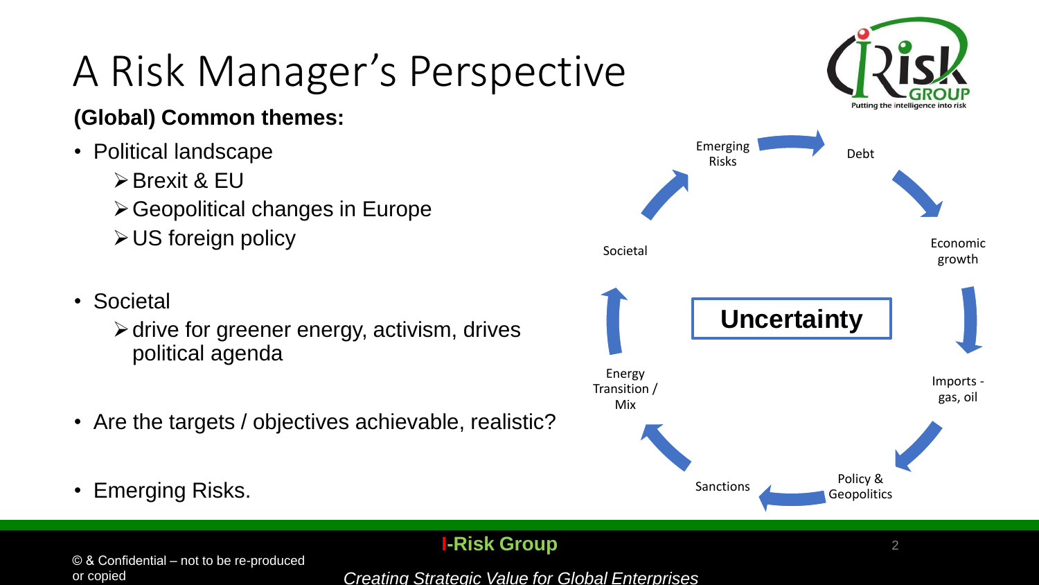# A Risk Manager's Perspective

**(Global) Common themes:**

- Political landscape
  - Brexit & EU
  - Geopolitical changes in Europe
  - US foreign policy
- Societal
  - drive for greener energy, activism, drives political agenda
- Are the targets / objectives achievable, realistic?
- Emerging Risks.

**Uncertainty**

Emerging Risks → Debt → Economic growth → Imports - gas, oil → Policy & Geopolitics → Sanctions → Energy Transition / Mix → Societal → Emerging Risks

© & Confidential – not to be re-produced or copied

I-Risk Group

*Creating Strategic Value for Global Enterprises*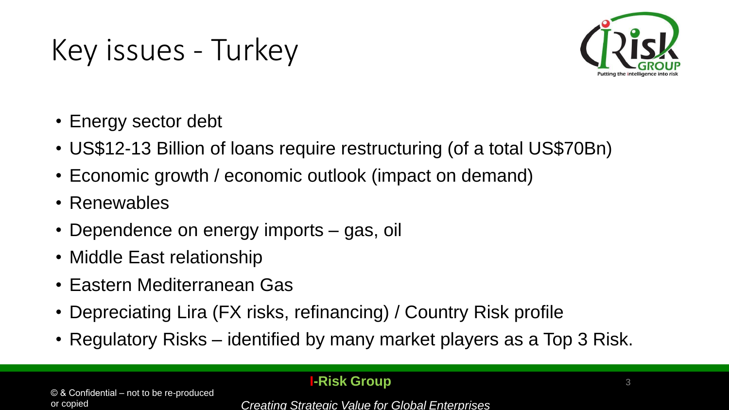# Key issues - Turkey

- Energy sector debt
- US$12-13 Billion of loans require restructuring (of a total US$70Bn)
- Economic growth / economic outlook (impact on demand)
- Renewables
- Dependence on energy imports – gas, oil
- Middle East relationship
- Eastern Mediterranean Gas
- Depreciating Lira (FX risks, refinancing) / Country Risk profile
- Regulatory Risks – identified by many market players as a Top 3 Risk.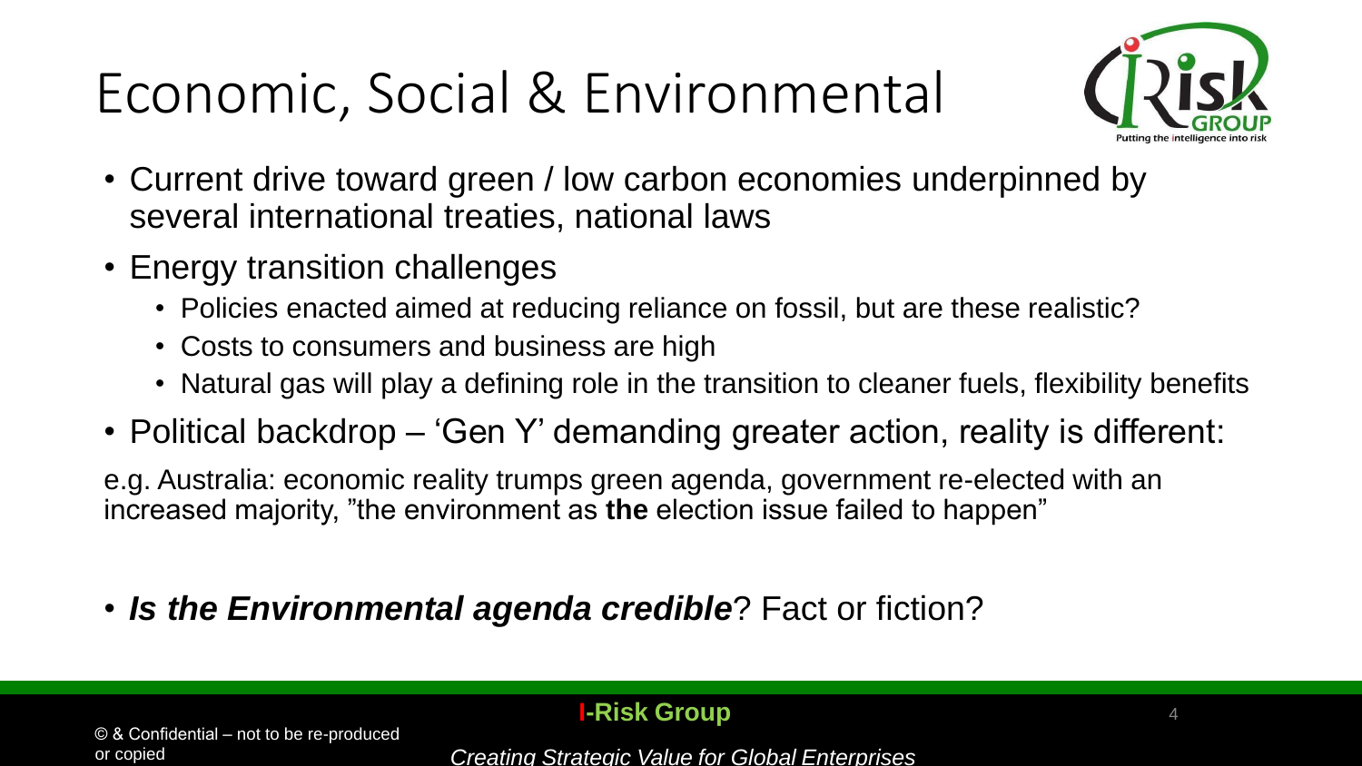# Economic, Social & Environmental

- Current drive toward green / low carbon economies underpinned by several international treaties, national laws
- Energy transition challenges
  - Policies enacted aimed at reducing reliance on fossil, but are these realistic?
  - Costs to consumers and business are high
  - Natural gas will play a defining role in the transition to cleaner fuels, flexibility benefits
- Political backdrop – 'Gen Y' demanding greater action, reality is different:

e.g. Australia: economic reality trumps green agenda, government re-elected with an increased majority, "the environment as **the** election issue failed to happen"

- ***Is the Environmental agenda credible***? Fact or fiction?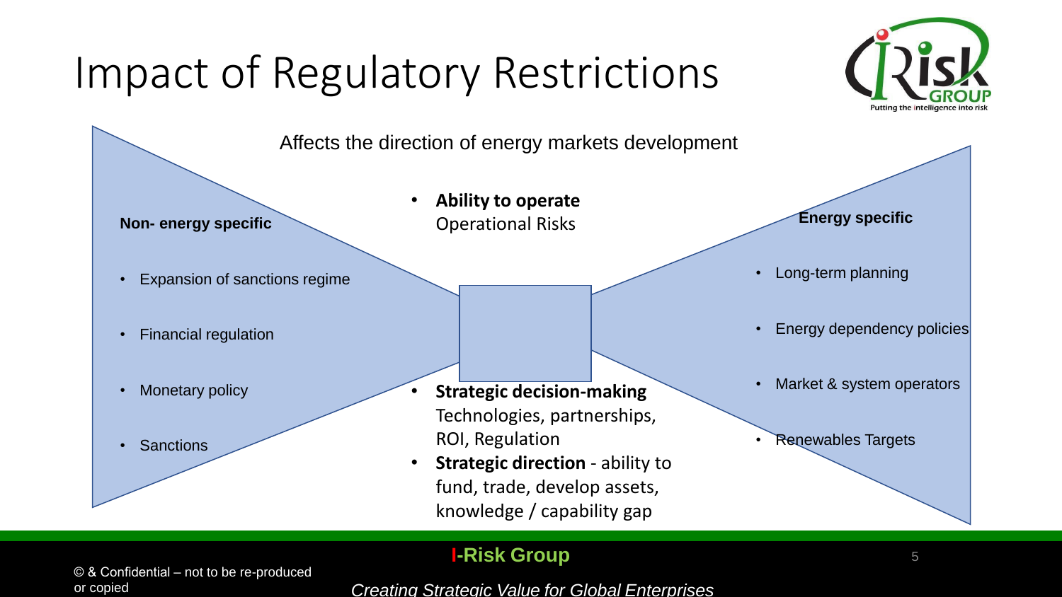# Impact of Regulatory Restrictions

Affects the direction of energy markets development

**Non- energy specific**

- Expansion of sanctions regime
- Financial regulation
- Monetary policy
- Sanctions

- **Ability to operate**
  Operational Risks

- **Strategic decision-making**
  Technologies, partnerships, ROI, Regulation
- **Strategic direction** - ability to fund, trade, develop assets, knowledge / capability gap

**Energy specific**

- Long-term planning
- Energy dependency policies
- Market & system operators
- Renewables Targets

© & Confidential – not to be re-produced or copied

**I-Risk Group**

*Creating Strategic Value for Global Enterprises*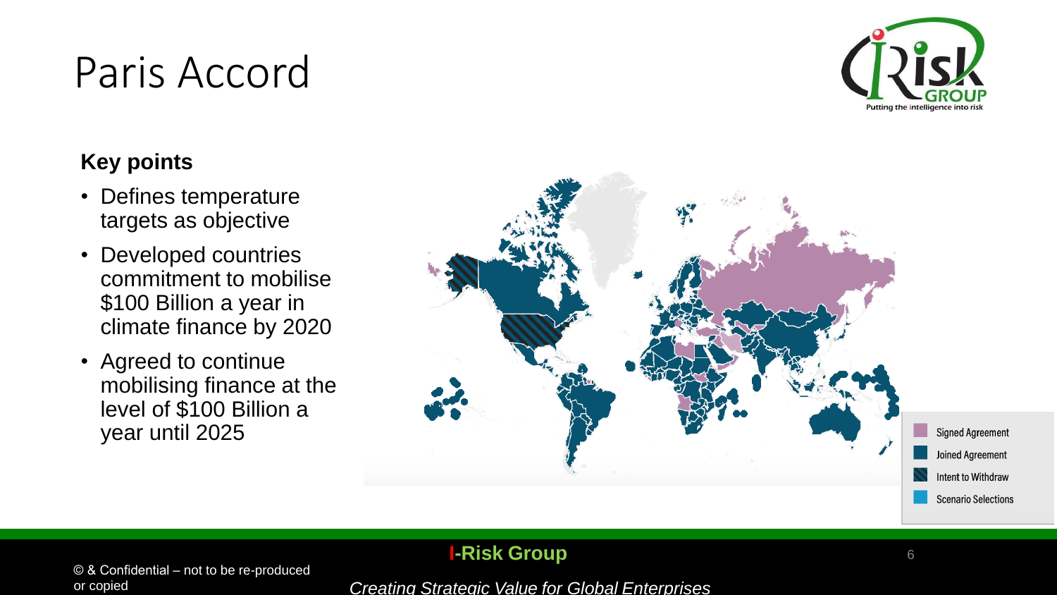# Paris Accord

**Key points**

- Defines temperature targets as objective
- Developed countries commitment to mobilise $100 Billion a year in climate finance by 2020
- Agreed to continue mobilising finance at the level of $100 Billion a year until 2025

Signed Agreement
Joined Agreement
Intent to Withdraw
Scenario Selections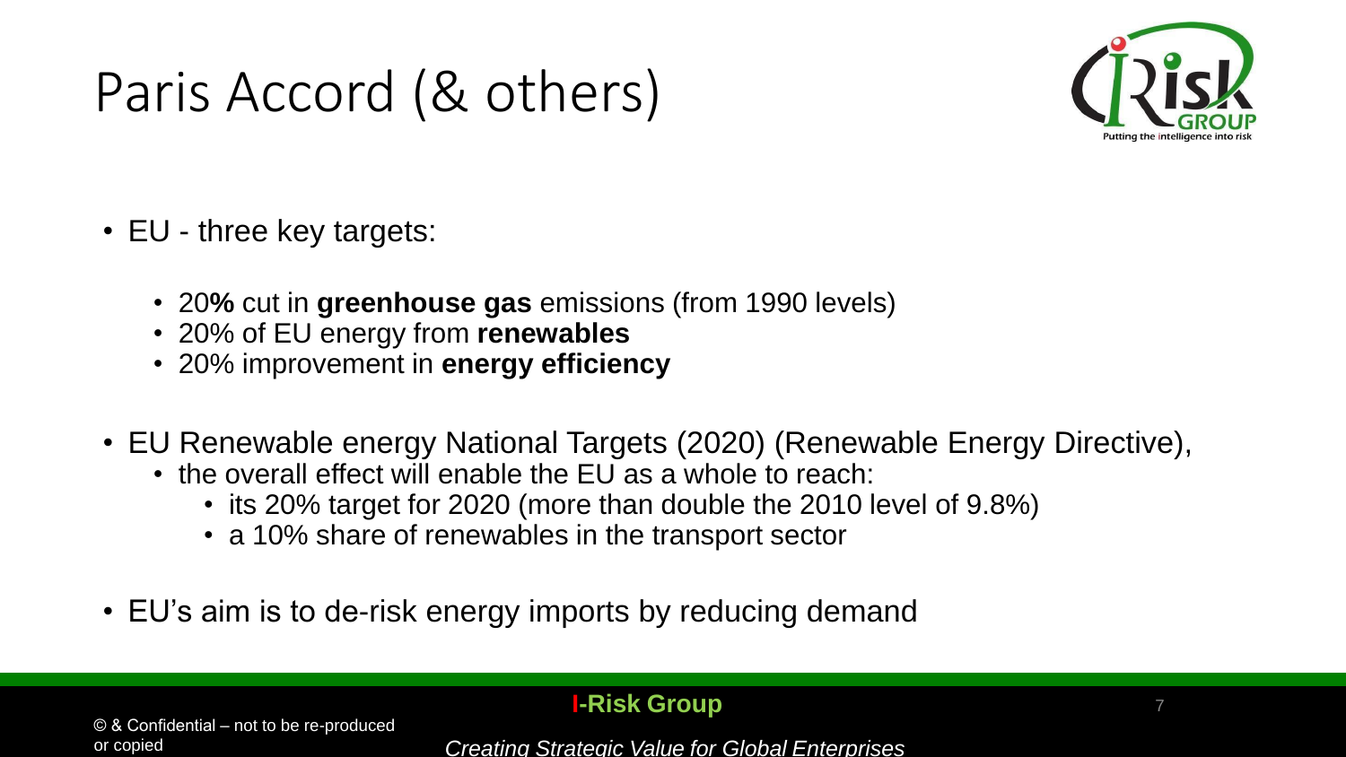# Paris Accord (& others)

- EU - three key targets:
  - 20**%** cut in **greenhouse gas** emissions (from 1990 levels)
  - 20% of EU energy from **renewables**
  - 20% improvement in **energy efficiency**
- EU Renewable energy National Targets (2020) (Renewable Energy Directive),
  - the overall effect will enable the EU as a whole to reach:
    - its 20% target for 2020 (more than double the 2010 level of 9.8%)
    - a 10% share of renewables in the transport sector
- EU's aim is to de-risk energy imports by reducing demand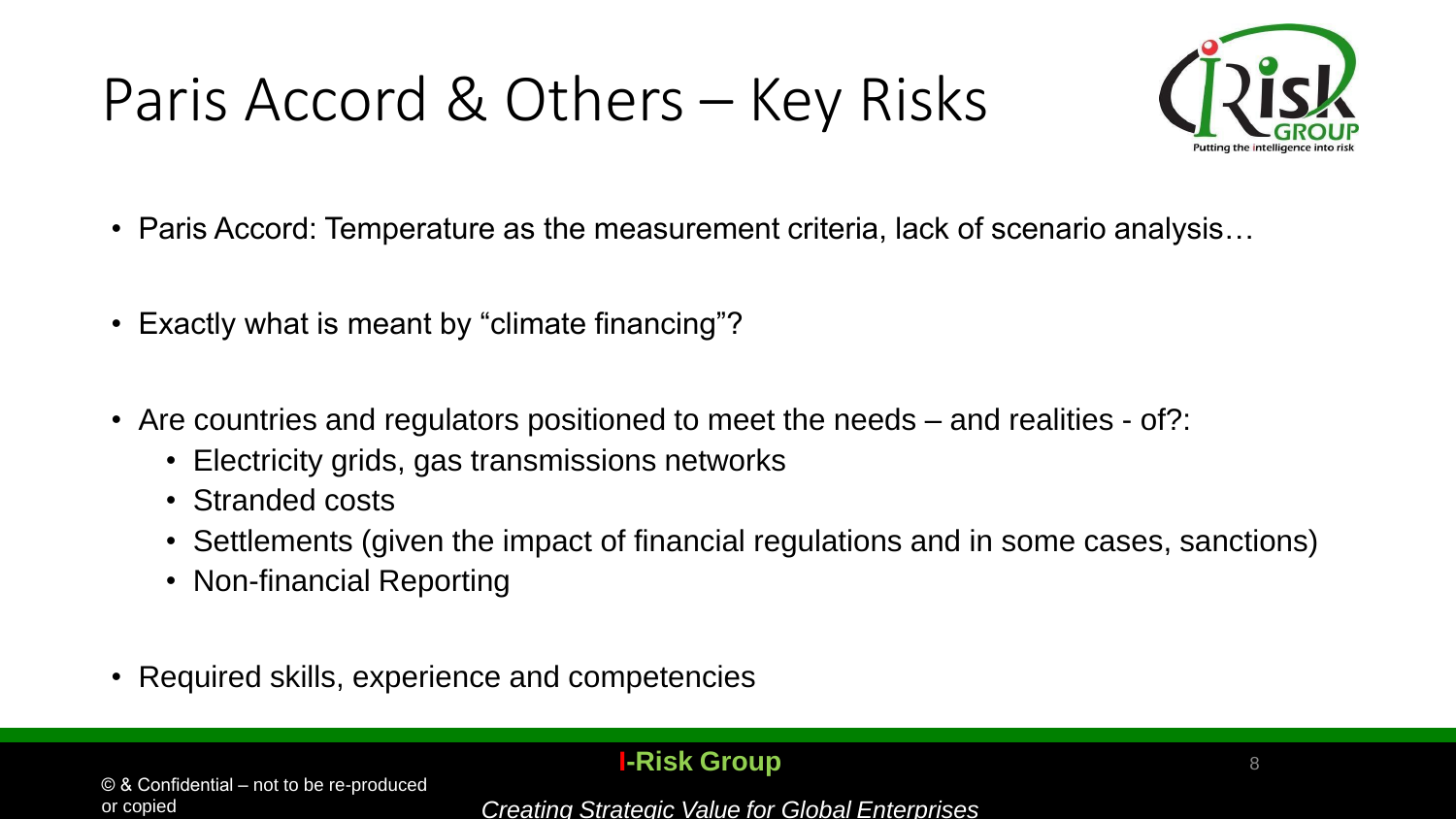# Paris Accord & Others – Key Risks

- Paris Accord: Temperature as the measurement criteria, lack of scenario analysis…
- Exactly what is meant by "climate financing"?
- Are countries and regulators positioned to meet the needs – and realities - of?:
  - Electricity grids, gas transmissions networks
  - Stranded costs
  - Settlements (given the impact of financial regulations and in some cases, sanctions)
  - Non-financial Reporting
- Required skills, experience and competencies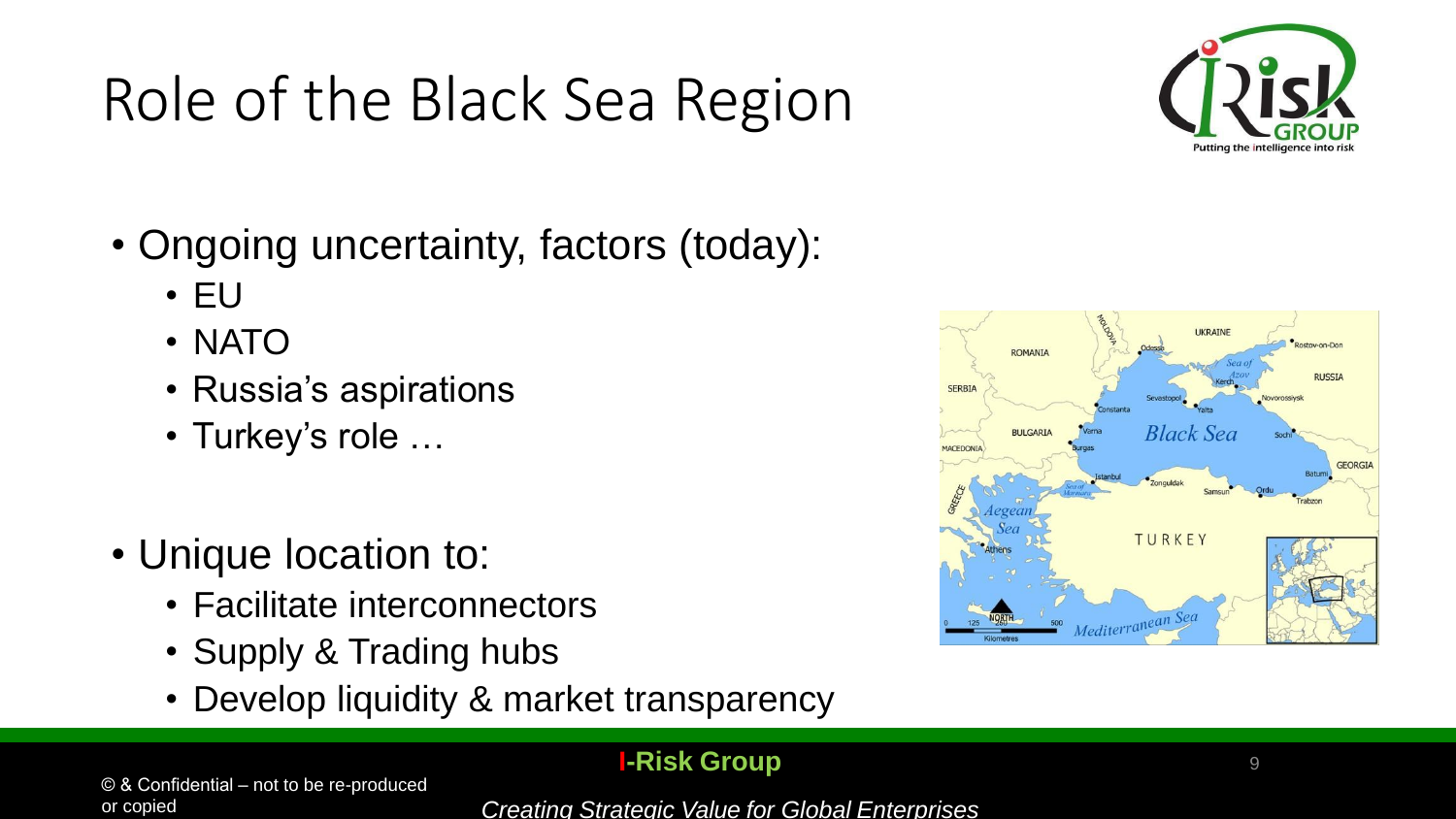# Role of the Black Sea Region

- Ongoing uncertainty, factors (today):
  - EU
  - NATO
  - Russia's aspirations
  - Turkey's role …
- Unique location to:
  - Facilitate interconnectors
  - Supply & Trading hubs
  - Develop liquidity & market transparency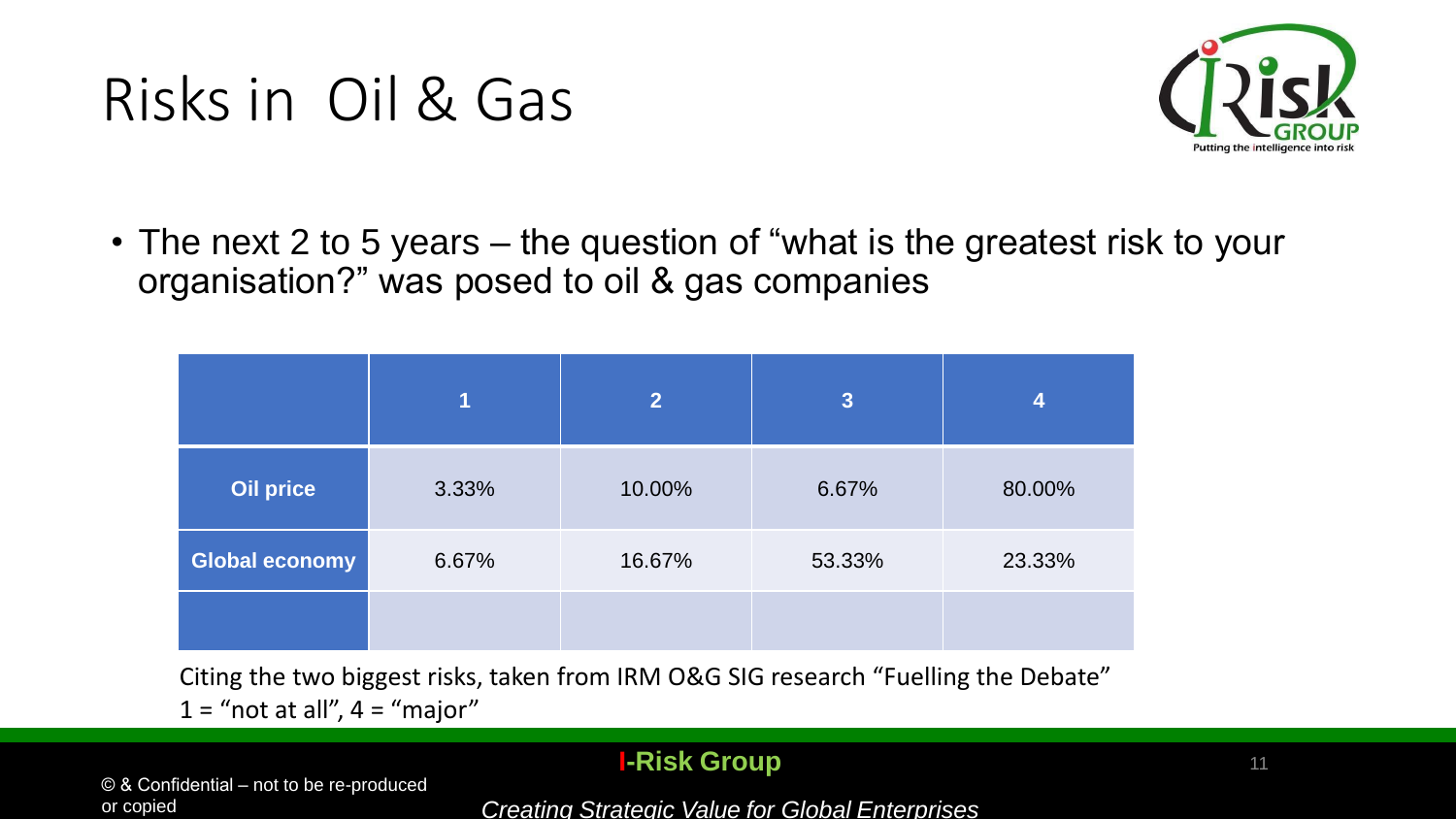# Risks in Oil & Gas

- The next 2 to 5 years – the question of "what is the greatest risk to your organisation?" was posed to oil & gas companies

| | 1 | 2 | 3 | 4 |
|---|---|---|---|---|
| **Oil price** | 3.33% | 10.00% | 6.67% | 80.00% |
| **Global economy** | 6.67% | 16.67% | 53.33% | 23.33% |
| | | | | |

Citing the two biggest risks, taken from IRM O&G SIG research "Fuelling the Debate"
1 = "not at all", 4 = "major"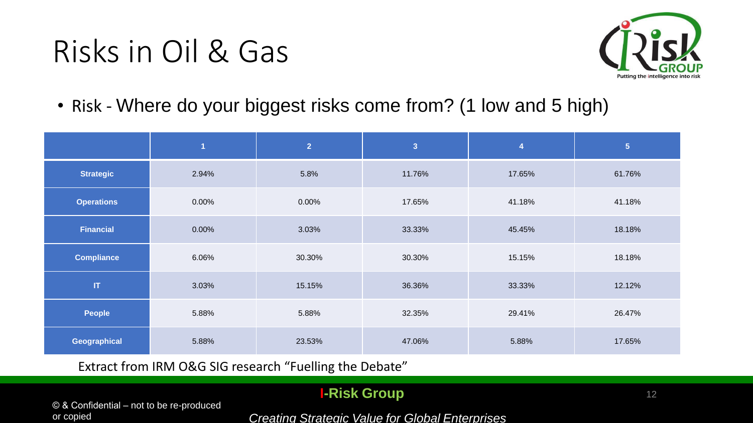# Risks in Oil & Gas

- Risk - Where do your biggest risks come from? (1 low and 5 high)

| | 1 | 2 | 3 | 4 | 5 |
|---|---|---|---|---|---|
| **Strategic** | 2.94% | 5.8% | 11.76% | 17.65% | 61.76% |
| **Operations** | 0.00% | 0.00% | 17.65% | 41.18% | 41.18% |
| **Financial** | 0.00% | 3.03% | 33.33% | 45.45% | 18.18% |
| **Compliance** | 6.06% | 30.30% | 30.30% | 15.15% | 18.18% |
| **IT** | 3.03% | 15.15% | 36.36% | 33.33% | 12.12% |
| **People** | 5.88% | 5.88% | 32.35% | 29.41% | 26.47% |
| **Geographical** | 5.88% | 23.53% | 47.06% | 5.88% | 17.65% |

Extract from IRM O&G SIG research "Fuelling the Debate"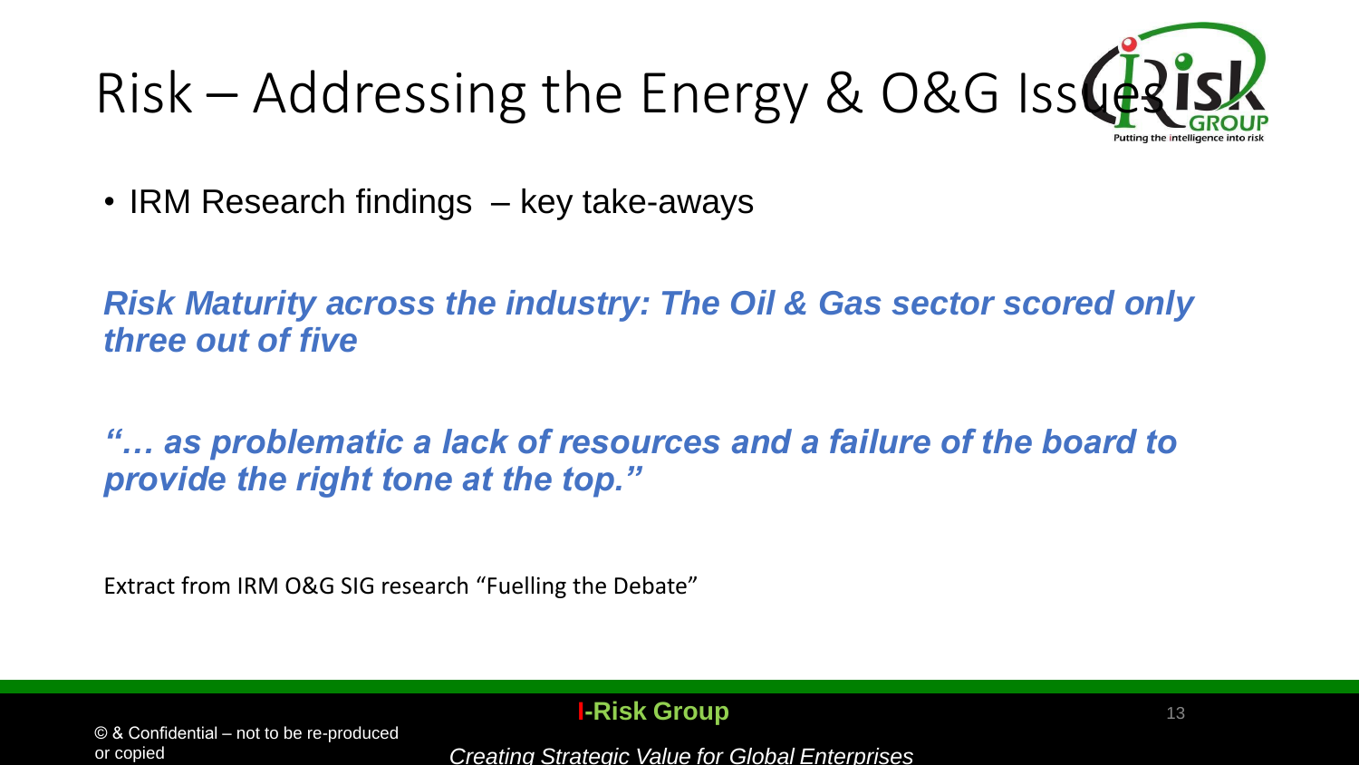# Risk – Addressing the Energy & O&G Issues

- IRM Research findings – key take-aways

***Risk Maturity across the industry: The Oil & Gas sector scored only three out of five***

***"… as problematic a lack of resources and a failure of the board to provide the right tone at the top."***

Extract from IRM O&G SIG research "Fuelling the Debate"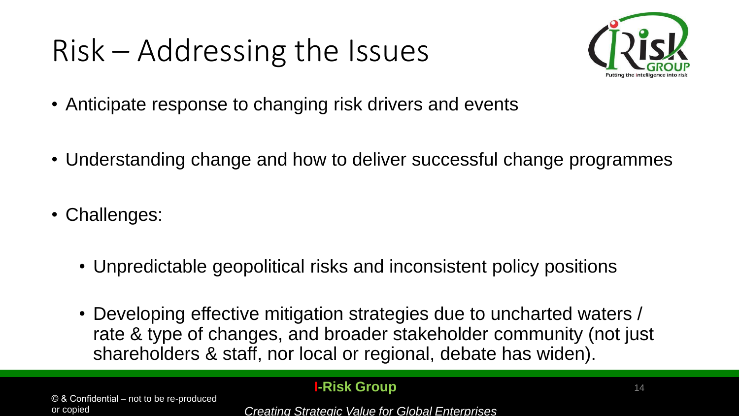# Risk – Addressing the Issues

- Anticipate response to changing risk drivers and events
- Understanding change and how to deliver successful change programmes
- Challenges:
  - Unpredictable geopolitical risks and inconsistent policy positions
  - Developing effective mitigation strategies due to uncharted waters / rate & type of changes, and broader stakeholder community (not just shareholders & staff, nor local or regional, debate has widen).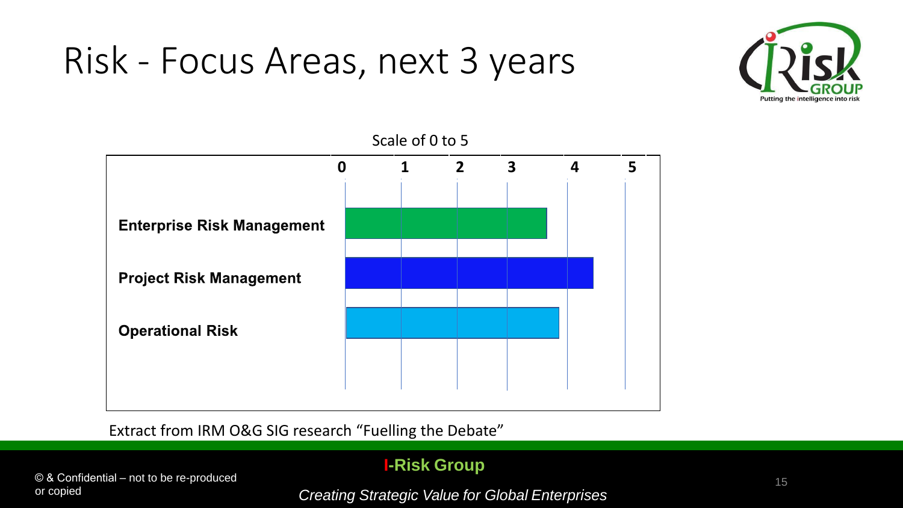# Risk - Focus Areas, next 3 years

Scale of 0 to 5

| | 0 | 1 | 2 | 3 | 4 | 5 |
|---|---|---|---|---|---|---|
| **Enterprise Risk Management** | | | | | | |
| **Project Risk Management** | | | | | | |
| **Operational Risk** | | | | | | |

Extract from IRM O&G SIG research "Fuelling the Debate"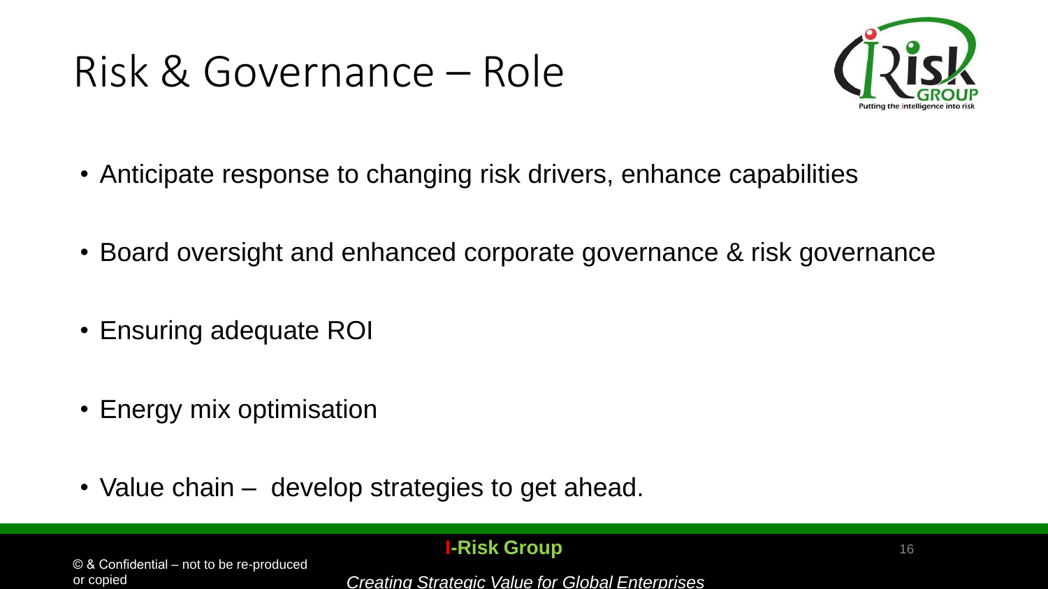# Risk & Governance – Role

- Anticipate response to changing risk drivers, enhance capabilities
- Board oversight and enhanced corporate governance & risk governance
- Ensuring adequate ROI
- Energy mix optimisation
- Value chain – develop strategies to get ahead.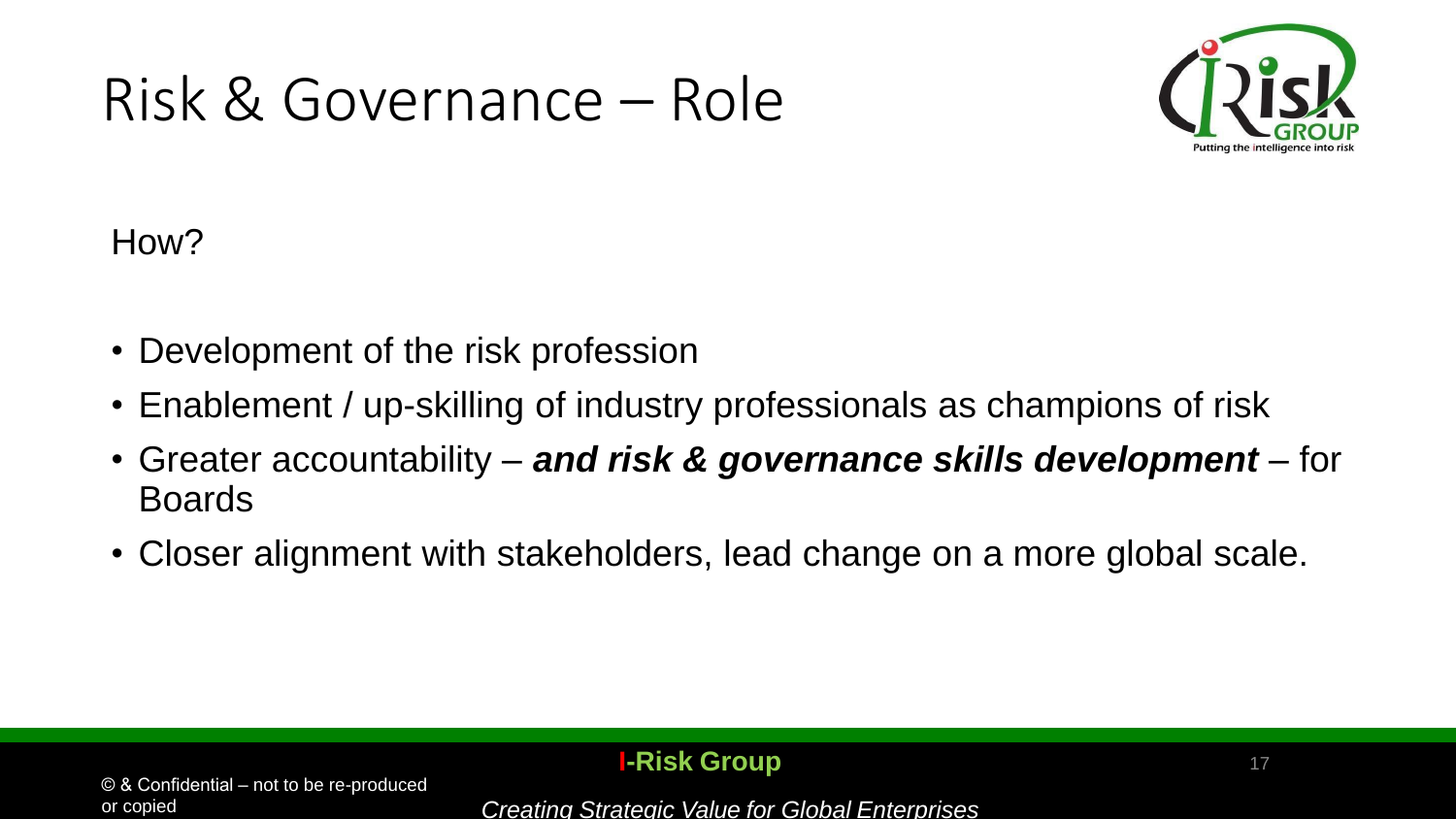# Risk & Governance – Role

How?

- Development of the risk profession
- Enablement / up-skilling of industry professionals as champions of risk
- Greater accountability – ***and risk & governance skills development*** – for Boards
- Closer alignment with stakeholders, lead change on a more global scale.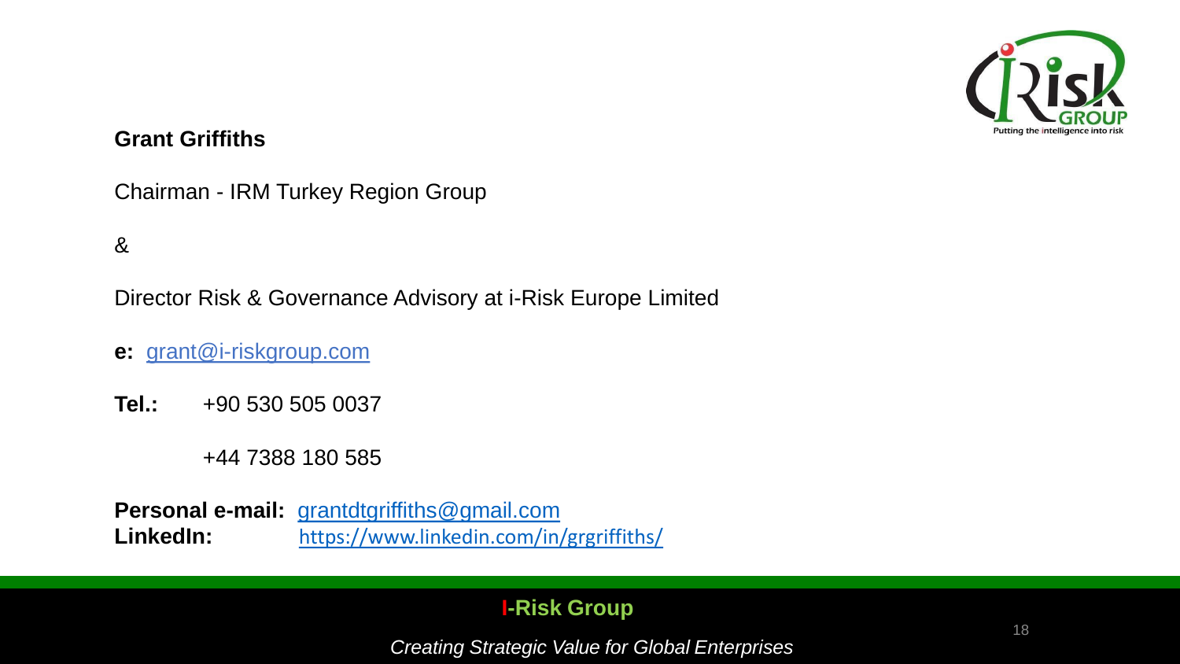**Grant Griffiths**

Chairman - IRM Turkey Region Group

&

Director Risk & Governance Advisory at i-Risk Europe Limited

**e:** grant@i-riskgroup.com

**Tel.:** +90 530 505 0037

+44 7388 180 585

**Personal e-mail:** grantdtgriffiths@gmail.com
**LinkedIn:** https://www.linkedin.com/in/grgriffiths/

**I-Risk Group**

*Creating Strategic Value for Global Enterprises*